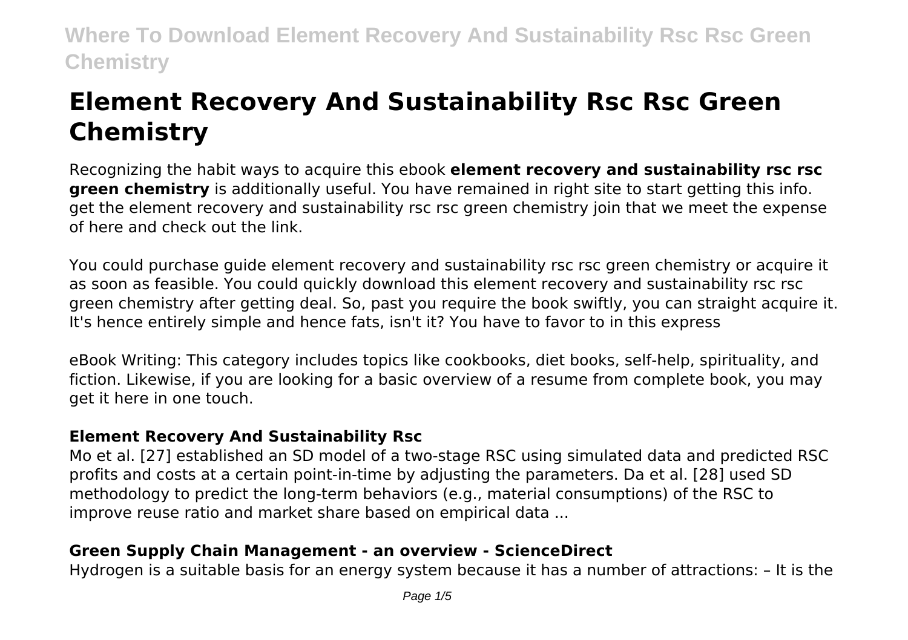# Element Recovery And Sustainability Rsc Rsc Green Chemistry

Recognizing the habit ways to acquire this ebook **element recovery and sustainability rsc rsc green chemistry** is additionally useful. You have remained in right site to start getting this info. get the element recovery and sustainability rsc rsc green chemistry join that we meet the expense of here and check out the link.

You could purchase guide element recovery and sustainability rsc rsc green chemistry or acquire it as soon as feasible. You could quickly download this element recovery and sustainability rsc rsc green chemistry after getting deal. So, past you require the book swiftly, you can straight acquire it. It's hence entirely simple and hence fats, isn't it? You have to favor to in this express

eBook Writing: This category includes topics like cookbooks, diet books, self-help, spirituality, and fiction. Likewise, if you are looking for a basic overview of a resume from complete book, you may get it here in one touch.

### Element Recovery And Sustainability Rsc

Mo et al. [27] established an SD model of a two-stage RSC using simulated data and predicted RSC profits and costs at a certain point-in-time by adjusting the parameters. Da et al. [28] used SD methodology to predict the long-term behaviors (e.g., material consumptions) of the RSC to improve reuse ratio and market share based on empirical data ...

### Green Supply Chain Management - an overview - ScienceDirect

Hydrogen is a suitable basis for an energy system because it has a number of attractions: – It is the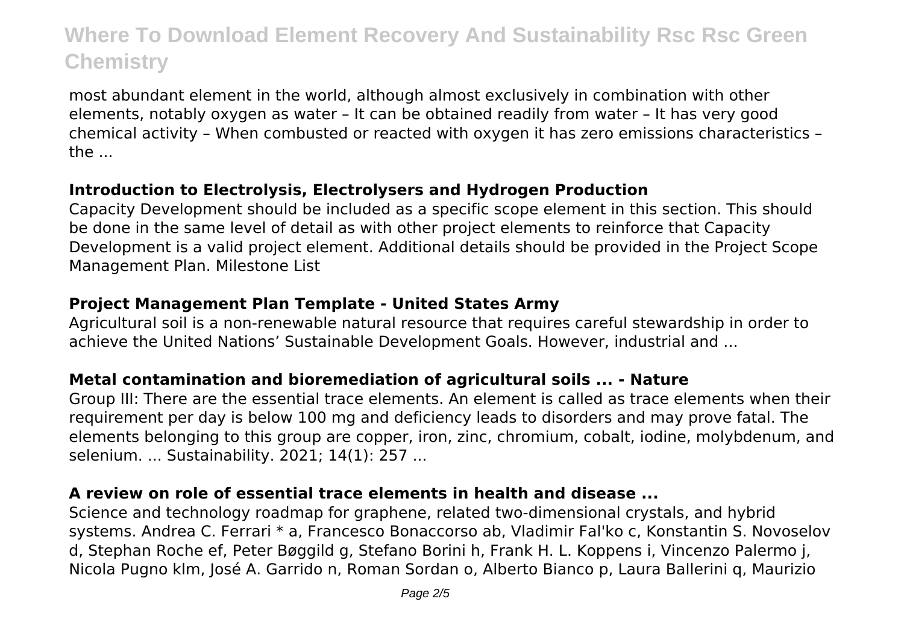most abundant element in the world, although almost exclusively in combination with other elements, notably oxygen as water – It can be obtained readily from water – It has very good chemical activity – When combusted or reacted with oxygen it has zero emissions characteristics – the ...

### Introduction to Electrolysis, Electrolysers and Hydrogen Production

Capacity Development should be included as a specific scope element in this section. This should be done in the same level of detail as with other project elements to reinforce that Capacity Development is a valid project element. Additional details should be provided in the Project Scope Management Plan. Milestone List

### Project Management Plan Template - United States Army

Agricultural soil is a non-renewable natural resource that requires careful stewardship in order to achieve the United Nations' Sustainable Development Goals. However, industrial and ...

### Metal contamination and bioremediation of agricultural soils ... - Nature

Group III: There are the essential trace elements. An element is called as trace elements when their requirement per day is below 100 mg and deficiency leads to disorders and may prove fatal. The elements belonging to this group are copper, iron, zinc, chromium, cobalt, iodine, molybdenum, and selenium. ... Sustainability. 2021; 14(1): 257 ...

### A review on role of essential trace elements in health and disease ...

Science and technology roadmap for graphene, related two-dimensional crystals, and hybrid systems. Andrea C. Ferrari * a, Francesco Bonaccorso ab, Vladimir Fal'ko c, Konstantin S. Novoselov d, Stephan Roche ef, Peter Bøggild g, Stefano Borini h, Frank H. L. Koppens i, Vincenzo Palermo j, Nicola Pugno klm, José A. Garrido n, Roman Sordan o, Alberto Bianco p, Laura Ballerini q, Maurizio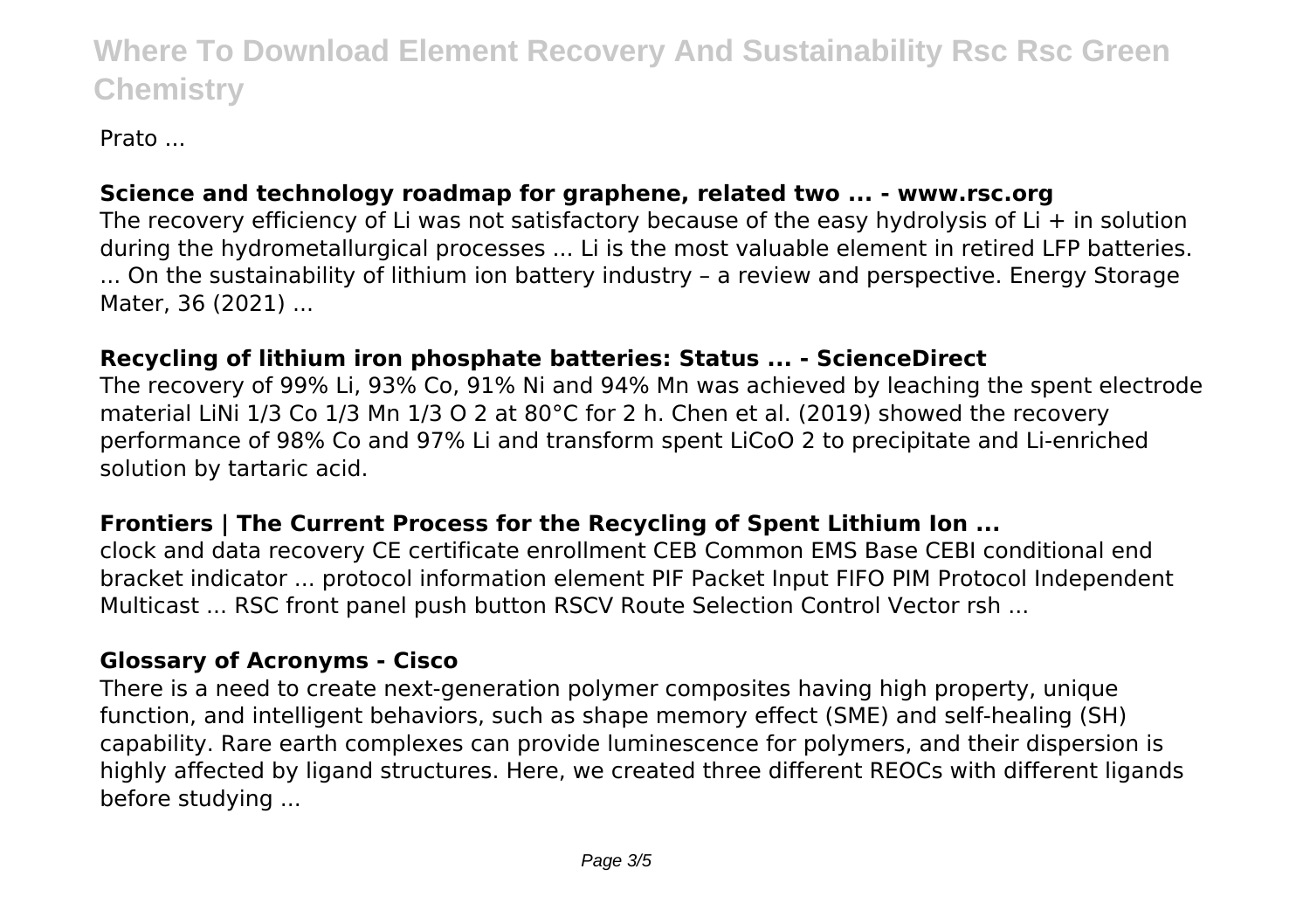Prato ...

### Science and technology roadmap for graphene, related two ... - www.rsc.org

The recovery efficiency of Li was not satisfactory because of the easy hydrolysis of $Li^+$ in solution during the hydrometallurgical processes ... Li is the most valuable element in retired LFP batteries. ... On the sustainability of lithium ion battery industry – a review and perspective. Energy Storage Mater, 36 (2021) ...

### Recycling of lithium iron phosphate batteries: Status ... - ScienceDirect

The recovery of 99% Li, 93% Co, 91% Ni and 94% Mn was achieved by leaching the spent electrode material $LiNi_{1/3}Co_{1/3}Mn_{1/3}O_2$ at 80°C for 2 h. Chen et al. (2019) showed the recovery performance of 98% Co and 97% Li and transform spent $LiCoO_2$ to precipitate and Li-enriched solution by tartaric acid.

### Frontiers | The Current Process for the Recycling of Spent Lithium Ion ...

clock and data recovery CE certificate enrollment CEB Common EMS Base CEBI conditional end bracket indicator ... protocol information element PIF Packet Input FIFO PIM Protocol Independent Multicast ... RSC front panel push button RSCV Route Selection Control Vector rsh ...

### Glossary of Acronyms - Cisco

There is a need to create next-generation polymer composites having high property, unique function, and intelligent behaviors, such as shape memory effect (SME) and self-healing (SH) capability. Rare earth complexes can provide luminescence for polymers, and their dispersion is highly affected by ligand structures. Here, we created three different REOCs with different ligands before studying ...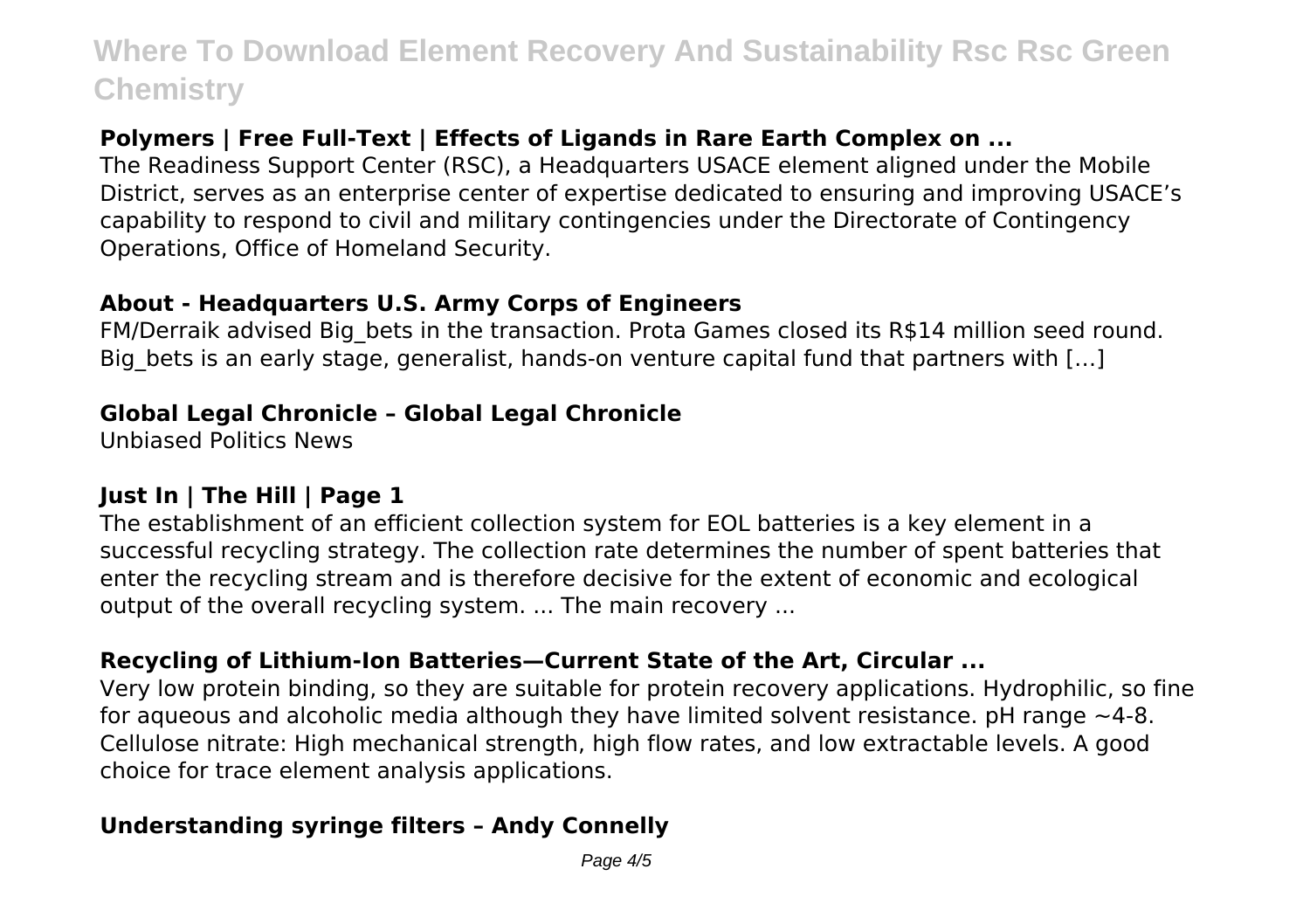### Polymers | Free Full-Text | Effects of Ligands in Rare Earth Complex on ...

The Readiness Support Center (RSC), a Headquarters USACE element aligned under the Mobile District, serves as an enterprise center of expertise dedicated to ensuring and improving USACE's capability to respond to civil and military contingencies under the Directorate of Contingency Operations, Office of Homeland Security.

### About - Headquarters U.S. Army Corps of Engineers

FM/Derraik advised Big_bets in the transaction. Prota Games closed its R$14 million seed round. Big_bets is an early stage, generalist, hands-on venture capital fund that partners with […]

### Global Legal Chronicle – Global Legal Chronicle

Unbiased Politics News

### Just In | The Hill | Page 1

The establishment of an efficient collection system for EOL batteries is a key element in a successful recycling strategy. The collection rate determines the number of spent batteries that enter the recycling stream and is therefore decisive for the extent of economic and ecological output of the overall recycling system. ... The main recovery ...

### Recycling of Lithium-Ion Batteries—Current State of the Art, Circular ...

Very low protein binding, so they are suitable for protein recovery applications. Hydrophilic, so fine for aqueous and alcoholic media although they have limited solvent resistance. pH range ~4-8. Cellulose nitrate: High mechanical strength, high flow rates, and low extractable levels. A good choice for trace element analysis applications.

### Understanding syringe filters – Andy Connelly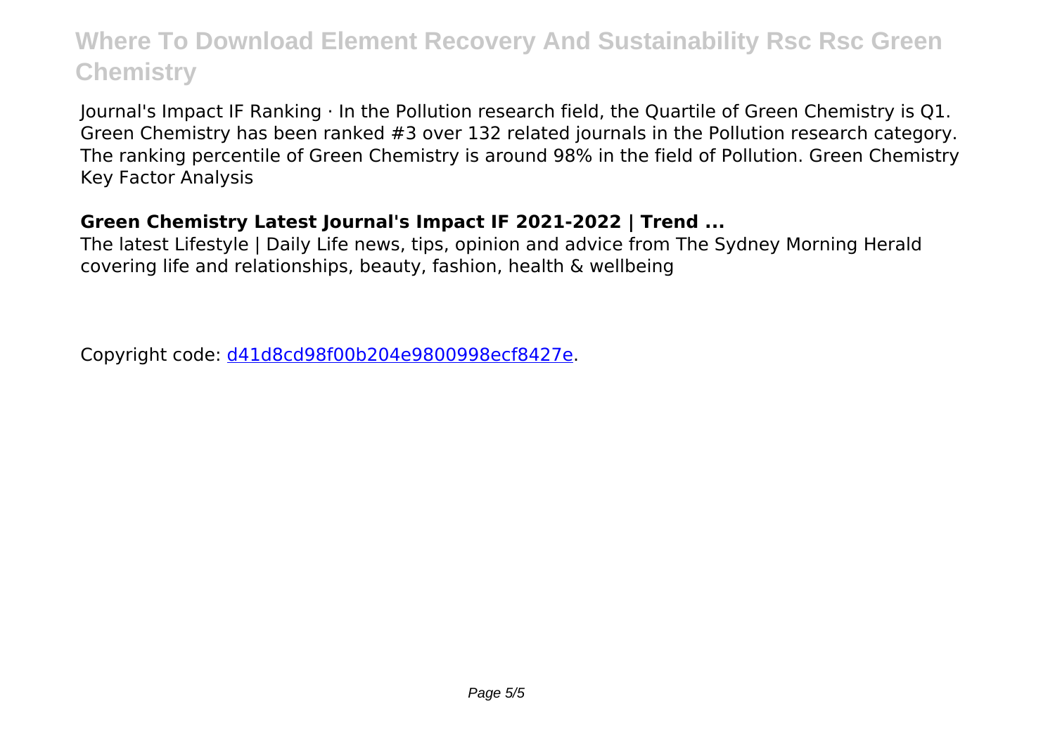Journal's Impact IF Ranking · In the Pollution research field, the Quartile of Green Chemistry is Q1. Green Chemistry has been ranked #3 over 132 related journals in the Pollution research category. The ranking percentile of Green Chemistry is around 98% in the field of Pollution. Green Chemistry Key Factor Analysis

**Green Chemistry Latest Journal's Impact IF 2021-2022 | Trend ...**

The latest Lifestyle | Daily Life news, tips, opinion and advice from The Sydney Morning Herald covering life and relationships, beauty, fashion, health & wellbeing

Copyright code: [d41d8cd98f00b204e9800998ecf8427e](d41d8cd98f00b204e9800998ecf8427e).